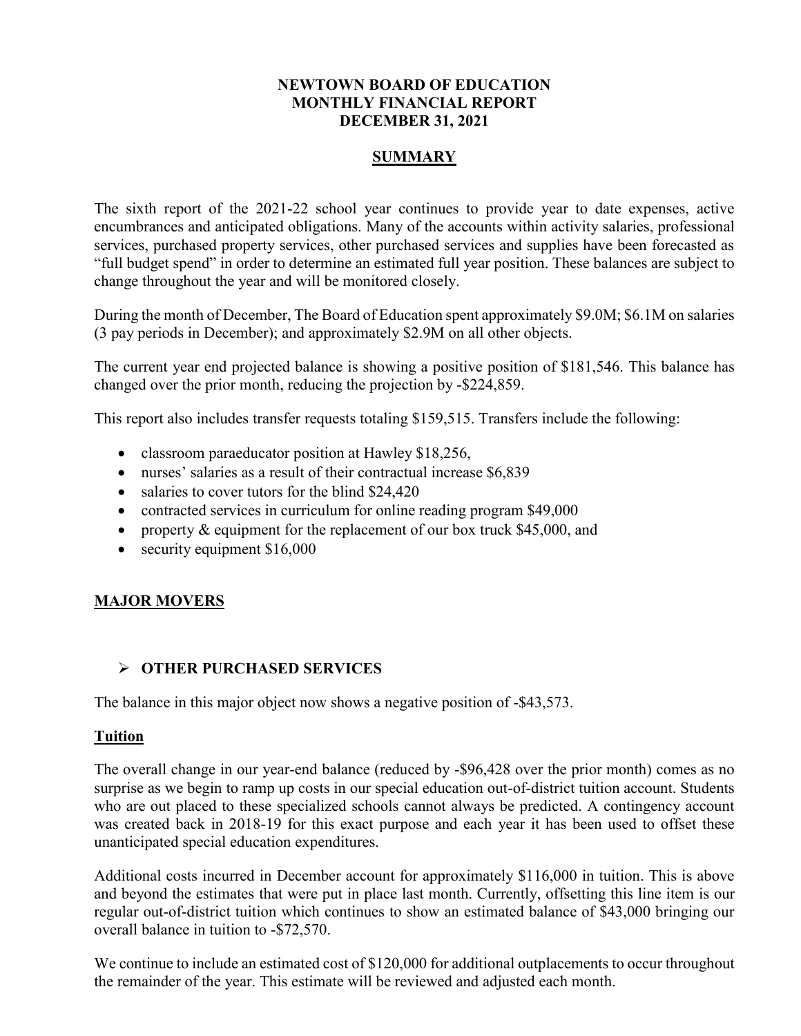# NEWTOWN BOARD OF EDUCATION
# MONTHLY FINANCIAL REPORT
# DECEMBER 31, 2021

## SUMMARY

The sixth report of the 2021-22 school year continues to provide year to date expenses, active encumbrances and anticipated obligations. Many of the accounts within activity salaries, professional services, purchased property services, other purchased services and supplies have been forecasted as "full budget spend" in order to determine an estimated full year position. These balances are subject to change throughout the year and will be monitored closely.

During the month of December, The Board of Education spent approximately $9.0M; $6.1M on salaries (3 pay periods in December); and approximately $2.9M on all other objects.

The current year end projected balance is showing a positive position of $181,546. This balance has changed over the prior month, reducing the projection by -$224,859.

This report also includes transfer requests totaling $159,515. Transfers include the following:

- classroom paraeducator position at Hawley $18,256,
- nurses' salaries as a result of their contractual increase $6,839
- salaries to cover tutors for the blind $24,420
- contracted services in curriculum for online reading program $49,000
- property & equipment for the replacement of our box truck $45,000, and
- security equipment $16,000

## MAJOR MOVERS

### OTHER PURCHASED SERVICES

The balance in this major object now shows a negative position of -$43,573.

**Tuition**

The overall change in our year-end balance (reduced by -$96,428 over the prior month) comes as no surprise as we begin to ramp up costs in our special education out-of-district tuition account. Students who are out placed to these specialized schools cannot always be predicted. A contingency account was created back in 2018-19 for this exact purpose and each year it has been used to offset these unanticipated special education expenditures.

Additional costs incurred in December account for approximately $116,000 in tuition. This is above and beyond the estimates that were put in place last month. Currently, offsetting this line item is our regular out-of-district tuition which continues to show an estimated balance of $43,000 bringing our overall balance in tuition to -$72,570.

We continue to include an estimated cost of $120,000 for additional outplacements to occur throughout the remainder of the year. This estimate will be reviewed and adjusted each month.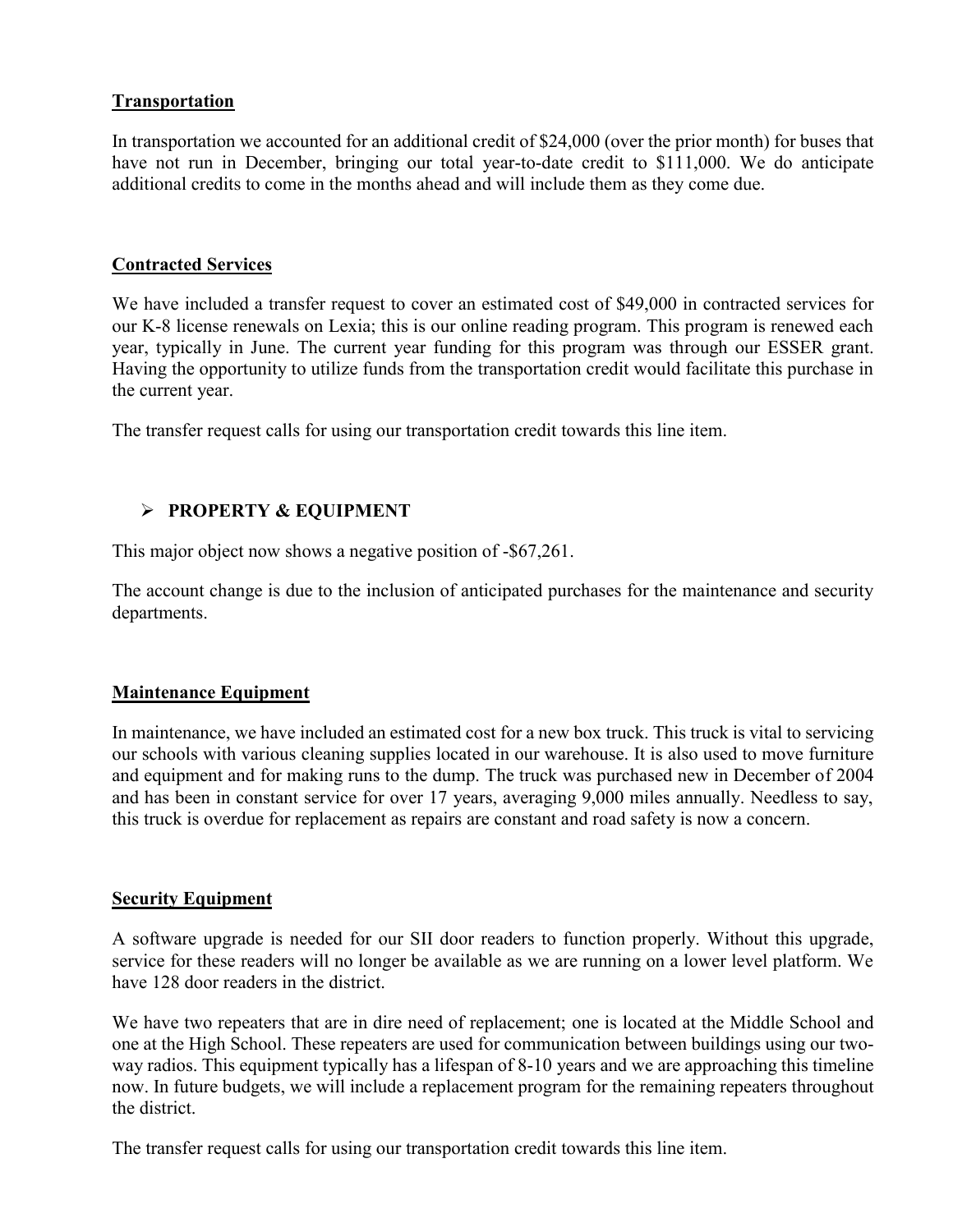**Transportation**

In transportation we accounted for an additional credit of $24,000 (over the prior month) for buses that have not run in December, bringing our total year-to-date credit to $111,000. We do anticipate additional credits to come in the months ahead and will include them as they come due.

**Contracted Services**

We have included a transfer request to cover an estimated cost of $49,000 in contracted services for our K-8 license renewals on Lexia; this is our online reading program. This program is renewed each year, typically in June. The current year funding for this program was through our ESSER grant. Having the opportunity to utilize funds from the transportation credit would facilitate this purchase in the current year.

The transfer request calls for using our transportation credit towards this line item.

- **PROPERTY & EQUIPMENT**

This major object now shows a negative position of -$67,261.

The account change is due to the inclusion of anticipated purchases for the maintenance and security departments.

**Maintenance Equipment**

In maintenance, we have included an estimated cost for a new box truck. This truck is vital to servicing our schools with various cleaning supplies located in our warehouse. It is also used to move furniture and equipment and for making runs to the dump. The truck was purchased new in December of 2004 and has been in constant service for over 17 years, averaging 9,000 miles annually. Needless to say, this truck is overdue for replacement as repairs are constant and road safety is now a concern.

**Security Equipment**

A software upgrade is needed for our SII door readers to function properly. Without this upgrade, service for these readers will no longer be available as we are running on a lower level platform. We have 128 door readers in the district.

We have two repeaters that are in dire need of replacement; one is located at the Middle School and one at the High School. These repeaters are used for communication between buildings using our two-way radios. This equipment typically has a lifespan of 8-10 years and we are approaching this timeline now. In future budgets, we will include a replacement program for the remaining repeaters throughout the district.

The transfer request calls for using our transportation credit towards this line item.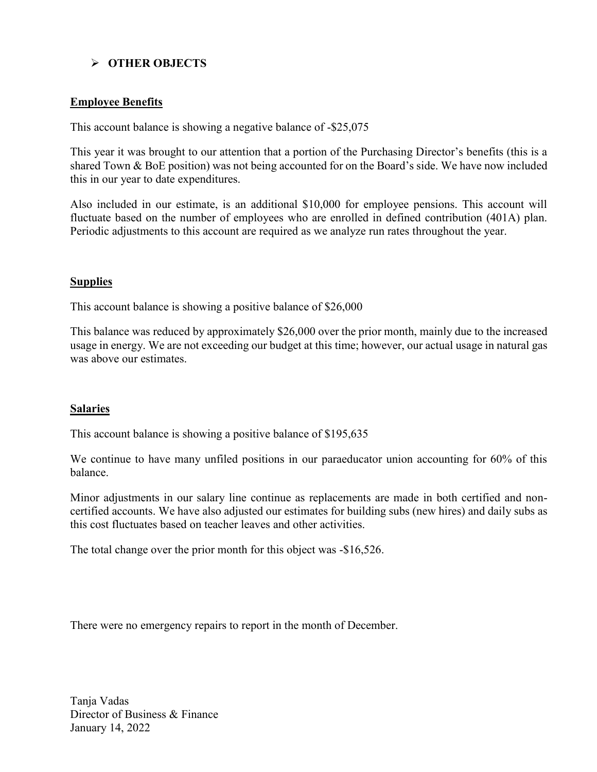- **OTHER OBJECTS**

**Employee Benefits**

This account balance is showing a negative balance of -$25,075

This year it was brought to our attention that a portion of the Purchasing Director's benefits (this is a shared Town & BoE position) was not being accounted for on the Board's side. We have now included this in our year to date expenditures.

Also included in our estimate, is an additional $10,000 for employee pensions. This account will fluctuate based on the number of employees who are enrolled in defined contribution (401A) plan. Periodic adjustments to this account are required as we analyze run rates throughout the year.

**Supplies**

This account balance is showing a positive balance of $26,000

This balance was reduced by approximately $26,000 over the prior month, mainly due to the increased usage in energy. We are not exceeding our budget at this time; however, our actual usage in natural gas was above our estimates.

**Salaries**

This account balance is showing a positive balance of $195,635

We continue to have many unfiled positions in our paraeducator union accounting for 60% of this balance.

Minor adjustments in our salary line continue as replacements are made in both certified and non-certified accounts. We have also adjusted our estimates for building subs (new hires) and daily subs as this cost fluctuates based on teacher leaves and other activities.

The total change over the prior month for this object was -$16,526.

There were no emergency repairs to report in the month of December.

Tanja Vadas
Director of Business & Finance
January 14, 2022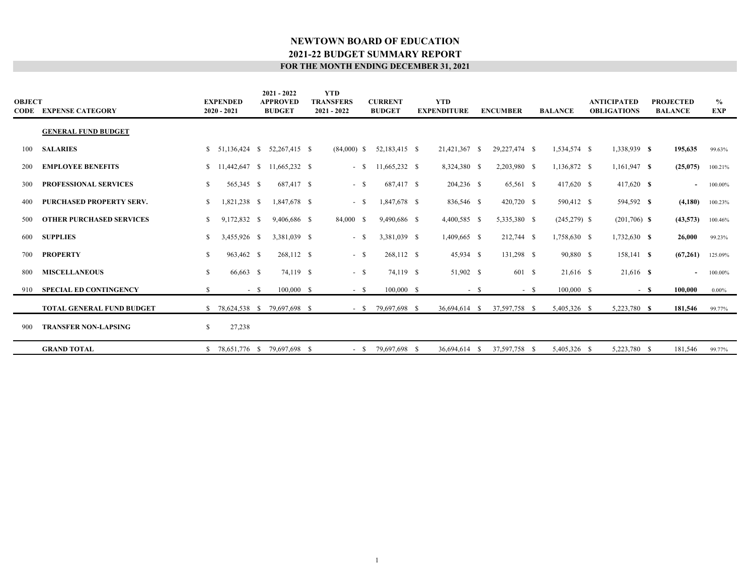# NEWTOWN BOARD OF EDUCATION

## 2021-22 BUDGET SUMMARY REPORT

### FOR THE MONTH ENDING DECEMBER 31, 2021

| OBJECT CODE | EXPENSE CATEGORY | EXPENDED 2020 - 2021 | 2021 - 2022 APPROVED BUDGET | YTD TRANSFERS 2021 - 2022 | CURRENT BUDGET | YTD EXPENDITURE | ENCUMBER | BALANCE | ANTICIPATED OBLIGATIONS | PROJECTED BALANCE | % EXP |
|---|---|---|---|---|---|---|---|---|---|---|---|
| | **GENERAL FUND BUDGET** | | | | | | | | | | |
| 100 | **SALARIES** | $ 51,136,424 | $ 52,267,415 | $ (84,000) | $ 52,183,415 | $ 21,421,367 | $ 29,227,474 | $ 1,534,574 | $ 1,338,939 | **$ 195,635** | 99.63% |
| 200 | **EMPLOYEE BENEFITS** | $ 11,442,647 | $ 11,665,232 | $ - | $ 11,665,232 | $ 8,324,380 | $ 2,203,980 | $ 1,136,872 | $ 1,161,947 | **$ (25,075)** | 100.21% |
| 300 | **PROFESSIONAL SERVICES** | $ 565,345 | $ 687,417 | $ - | $ 687,417 | $ 204,236 | $ 65,561 | $ 417,620 | $ 417,620 | **$ -** | 100.00% |
| 400 | **PURCHASED PROPERTY SERV.** | $ 1,821,238 | $ 1,847,678 | $ - | $ 1,847,678 | $ 836,546 | $ 420,720 | $ 590,412 | $ 594,592 | **$ (4,180)** | 100.23% |
| 500 | **OTHER PURCHASED SERVICES** | $ 9,172,832 | $ 9,406,686 | $ 84,000 | $ 9,490,686 | $ 4,400,585 | $ 5,335,380 | $ (245,279) | $ (201,706) | **$ (43,573)** | 100.46% |
| 600 | **SUPPLIES** | $ 3,455,926 | $ 3,381,039 | $ - | $ 3,381,039 | $ 1,409,665 | $ 212,744 | $ 1,758,630 | $ 1,732,630 | **$ 26,000** | 99.23% |
| 700 | **PROPERTY** | $ 963,462 | $ 268,112 | $ - | $ 268,112 | $ 45,934 | $ 131,298 | $ 90,880 | $ 158,141 | **$ (67,261)** | 125.09% |
| 800 | **MISCELLANEOUS** | $ 66,663 | $ 74,119 | $ - | $ 74,119 | $ 51,902 | $ 601 | $ 21,616 | $ 21,616 | **$ -** | 100.00% |
| 910 | **SPECIAL ED CONTINGENCY** | $ - | $ 100,000 | $ - | $ 100,000 | $ - | $ - | $ 100,000 | $ - | **$ 100,000** | 0.00% |
| | **TOTAL GENERAL FUND BUDGET** | $ 78,624,538 | $ 79,697,698 | $ - | $ 79,697,698 | $ 36,694,614 | $ 37,597,758 | $ 5,405,326 | $ 5,223,780 | **$ 181,546** | 99.77% |
| 900 | **TRANSFER NON-LAPSING** | $ 27,238 | | | | | | | | | |
| | **GRAND TOTAL** | $ 78,651,776 | $ 79,697,698 | $ - | $ 79,697,698 | $ 36,694,614 | $ 37,597,758 | $ 5,405,326 | $ 5,223,780 | $ 181,546 | 99.77% |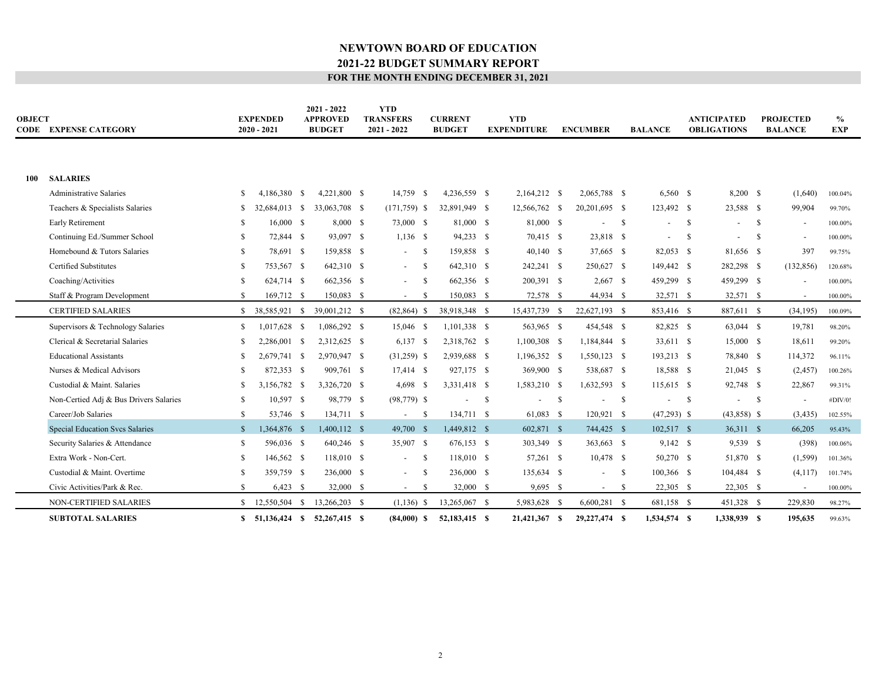# NEWTOWN BOARD OF EDUCATION
## 2021-22 BUDGET SUMMARY REPORT
### FOR THE MONTH ENDING DECEMBER 31, 2021

| OBJECT CODE | EXPENSE CATEGORY | EXPENDED 2020 - 2021 | 2021 - 2022 APPROVED BUDGET | YTD TRANSFERS 2021 - 2022 | CURRENT BUDGET | YTD EXPENDITURE | ENCUMBER | BALANCE | ANTICIPATED OBLIGATIONS | PROJECTED BALANCE | % EXP |
|---|---|---|---|---|---|---|---|---|---|---|---|
| **100** | **SALARIES** | | | | | | | | | | |
| | Administrative Salaries | $ 4,186,380 | $ 4,221,800 | $ 14,759 | $ 4,236,559 | $ 2,164,212 | $ 2,065,788 | $ 6,560 | $ 8,200 | $ (1,640) | 100.04% |
| | Teachers & Specialists Salaries | $ 32,684,013 | $ 33,063,708 | $ (171,759) | $ 32,891,949 | $ 12,566,762 | $ 20,201,695 | $ 123,492 | $ 23,588 | $ 99,904 | 99.70% |
| | Early Retirement | $ 16,000 | $ 8,000 | $ 73,000 | $ 81,000 | $ 81,000 | $ - | $ - | $ - | $ - | 100.00% |
| | Continuing Ed./Summer School | $ 72,844 | $ 93,097 | $ 1,136 | $ 94,233 | $ 70,415 | $ 23,818 | $ - | $ - | $ - | 100.00% |
| | Homebound & Tutors Salaries | $ 78,691 | $ 159,858 | $ - | $ 159,858 | $ 40,140 | $ 37,665 | $ 82,053 | $ 81,656 | $ 397 | 99.75% |
| | Certified Substitutes | $ 753,567 | $ 642,310 | $ - | $ 642,310 | $ 242,241 | $ 250,627 | $ 149,442 | $ 282,298 | $ (132,856) | 120.68% |
| | Coaching/Activities | $ 624,714 | $ 662,356 | $ - | $ 662,356 | $ 200,391 | $ 2,667 | $ 459,299 | $ 459,299 | $ - | 100.00% |
| | Staff & Program Development | $ 169,712 | $ 150,083 | $ - | $ 150,083 | $ 72,578 | $ 44,934 | $ 32,571 | $ 32,571 | $ - | 100.00% |
| | CERTIFIED SALARIES | $ 38,585,921 | $ 39,001,212 | $ (82,864) | $ 38,918,348 | $ 15,437,739 | $ 22,627,193 | $ 853,416 | $ 887,611 | $ (34,195) | 100.09% |
| | Supervisors & Technology Salaries | $ 1,017,628 | $ 1,086,292 | $ 15,046 | $ 1,101,338 | $ 563,965 | $ 454,548 | $ 82,825 | $ 63,044 | $ 19,781 | 98.20% |
| | Clerical & Secretarial Salaries | $ 2,286,001 | $ 2,312,625 | $ 6,137 | $ 2,318,762 | $ 1,100,308 | $ 1,184,844 | $ 33,611 | $ 15,000 | $ 18,611 | 99.20% |
| | Educational Assistants | $ 2,679,741 | $ 2,970,947 | $ (31,259) | $ 2,939,688 | $ 1,196,352 | $ 1,550,123 | $ 193,213 | $ 78,840 | $ 114,372 | 96.11% |
| | Nurses & Medical Advisors | $ 872,353 | $ 909,761 | $ 17,414 | $ 927,175 | $ 369,900 | $ 538,687 | $ 18,588 | $ 21,045 | $ (2,457) | 100.26% |
| | Custodial & Maint. Salaries | $ 3,156,782 | $ 3,326,720 | $ 4,698 | $ 3,331,418 | $ 1,583,210 | $ 1,632,593 | $ 115,615 | $ 92,748 | $ 22,867 | 99.31% |
| | Non-Certied Adj & Bus Drivers Salaries | $ 10,597 | $ 98,779 | $ (98,779) | $ - | $ - | $ - | $ - | $ - | $ - | #DIV/0! |
| | Career/Job Salaries | $ 53,746 | $ 134,711 | $ - | $ 134,711 | $ 61,083 | $ 120,921 | $ (47,293) | $ (43,858) | $ (3,435) | 102.55% |
| | Special Education Svcs Salaries | $ 1,364,876 | $ 1,400,112 | $ 49,700 | $ 1,449,812 | $ 602,871 | $ 744,425 | $ 102,517 | $ 36,311 | $ 66,205 | 95.43% |
| | Security Salaries & Attendance | $ 596,036 | $ 640,246 | $ 35,907 | $ 676,153 | $ 303,349 | $ 363,663 | $ 9,142 | $ 9,539 | $ (398) | 100.06% |
| | Extra Work - Non-Cert. | $ 146,562 | $ 118,010 | $ - | $ 118,010 | $ 57,261 | $ 10,478 | $ 50,270 | $ 51,870 | $ (1,599) | 101.36% |
| | Custodial & Maint. Overtime | $ 359,759 | $ 236,000 | $ - | $ 236,000 | $ 135,634 | $ - | $ 100,366 | $ 104,484 | $ (4,117) | 101.74% |
| | Civic Activities/Park & Rec. | $ 6,423 | $ 32,000 | $ - | $ 32,000 | $ 9,695 | $ - | $ 22,305 | $ 22,305 | $ - | 100.00% |
| | NON-CERTIFIED SALARIES | $ 12,550,504 | $ 13,266,203 | $ (1,136) | $ 13,265,067 | $ 5,983,628 | $ 6,600,281 | $ 681,158 | $ 451,328 | $ 229,830 | 98.27% |
| | **SUBTOTAL SALARIES** | **$ 51,136,424** | **$ 52,267,415** | **$ (84,000)** | **$ 52,183,415** | **$ 21,421,367** | **$ 29,227,474** | **$ 1,534,574** | **$ 1,338,939** | **$ 195,635** | 99.63% |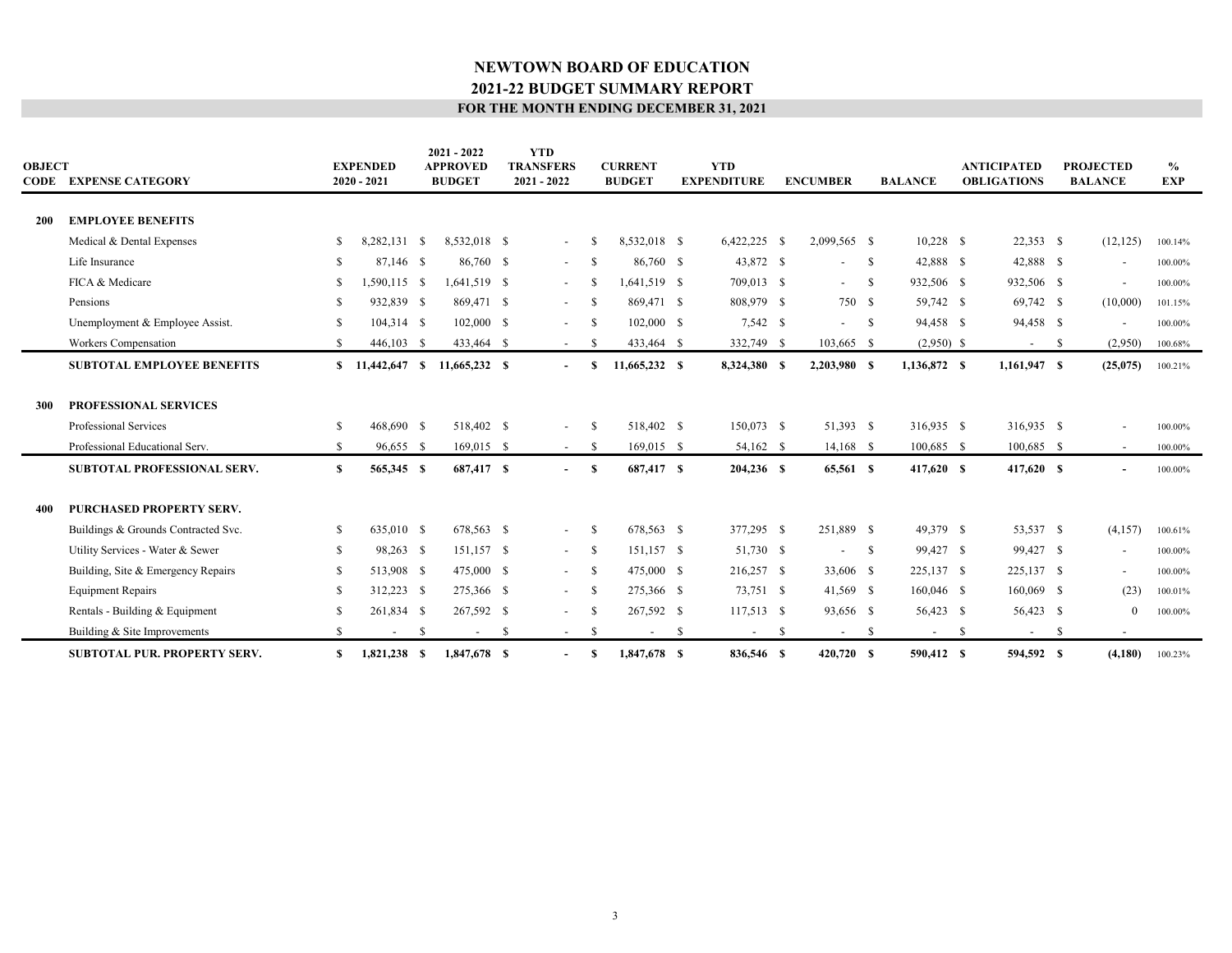# NEWTOWN BOARD OF EDUCATION

## 2021-22 BUDGET SUMMARY REPORT

### FOR THE MONTH ENDING DECEMBER 31, 2021

| OBJECT CODE | EXPENSE CATEGORY | EXPENDED 2020 - 2021 | 2021 - 2022 APPROVED BUDGET | YTD TRANSFERS 2021 - 2022 | CURRENT BUDGET | YTD EXPENDITURE | ENCUMBER | BALANCE | ANTICIPATED OBLIGATIONS | PROJECTED BALANCE | % EXP |
|---|---|---|---|---|---|---|---|---|---|---|---|
| **200** | **EMPLOYEE BENEFITS** | | | | | | | | | | |
| | Medical & Dental Expenses | $ 8,282,131 | $ 8,532,018 | $ - | $ 8,532,018 | $ 6,422,225 | $ 2,099,565 | $ 10,228 | $ 22,353 | $ (12,125) | 100.14% |
| | Life Insurance | $ 87,146 | $ 86,760 | $ - | $ 86,760 | $ 43,872 | $ - | $ 42,888 | $ 42,888 | $ - | 100.00% |
| | FICA & Medicare | $ 1,590,115 | $ 1,641,519 | $ - | $ 1,641,519 | $ 709,013 | $ - | $ 932,506 | $ 932,506 | $ - | 100.00% |
| | Pensions | $ 932,839 | $ 869,471 | $ - | $ 869,471 | $ 808,979 | $ 750 | $ 59,742 | $ 69,742 | $ (10,000) | 101.15% |
| | Unemployment & Employee Assist. | $ 104,314 | $ 102,000 | $ - | $ 102,000 | $ 7,542 | $ - | $ 94,458 | $ 94,458 | $ - | 100.00% |
| | Workers Compensation | $ 446,103 | $ 433,464 | $ - | $ 433,464 | $ 332,749 | $ 103,665 | $ (2,950) | $ - | $ (2,950) | 100.68% |
| | **SUBTOTAL EMPLOYEE BENEFITS** | **$ 11,442,647** | **$ 11,665,232** | **$ -** | **$ 11,665,232** | **$ 8,324,380** | **$ 2,203,980** | **$ 1,136,872** | **$ 1,161,947** | **$ (25,075)** | 100.21% |
| **300** | **PROFESSIONAL SERVICES** | | | | | | | | | | |
| | Professional Services | $ 468,690 | $ 518,402 | $ - | $ 518,402 | $ 150,073 | $ 51,393 | $ 316,935 | $ 316,935 | $ - | 100.00% |
| | Professional Educational Serv. | $ 96,655 | $ 169,015 | $ - | $ 169,015 | $ 54,162 | $ 14,168 | $ 100,685 | $ 100,685 | $ - | 100.00% |
| | **SUBTOTAL PROFESSIONAL SERV.** | **$ 565,345** | **$ 687,417** | **$ -** | **$ 687,417** | **$ 204,236** | **$ 65,561** | **$ 417,620** | **$ 417,620** | **$ -** | 100.00% |
| **400** | **PURCHASED PROPERTY SERV.** | | | | | | | | | | |
| | Buildings & Grounds Contracted Svc. | $ 635,010 | $ 678,563 | $ - | $ 678,563 | $ 377,295 | $ 251,889 | $ 49,379 | $ 53,537 | $ (4,157) | 100.61% |
| | Utility Services - Water & Sewer | $ 98,263 | $ 151,157 | $ - | $ 151,157 | $ 51,730 | $ - | $ 99,427 | $ 99,427 | $ - | 100.00% |
| | Building, Site & Emergency Repairs | $ 513,908 | $ 475,000 | $ - | $ 475,000 | $ 216,257 | $ 33,606 | $ 225,137 | $ 225,137 | $ - | 100.00% |
| | Equipment Repairs | $ 312,223 | $ 275,366 | $ - | $ 275,366 | $ 73,751 | $ 41,569 | $ 160,046 | $ 160,069 | $ (23) | 100.01% |
| | Rentals - Building & Equipment | $ 261,834 | $ 267,592 | $ - | $ 267,592 | $ 117,513 | $ 93,656 | $ 56,423 | $ 56,423 | $ 0 | 100.00% |
| | Building & Site Improvements | $ - | $ - | $ - | $ - | $ - | $ - | $ - | $ - | $ - | |
| | **SUBTOTAL PUR. PROPERTY SERV.** | **$ 1,821,238** | **$ 1,847,678** | **$ -** | **$ 1,847,678** | **$ 836,546** | **$ 420,720** | **$ 590,412** | **$ 594,592** | **$ (4,180)** | 100.23% |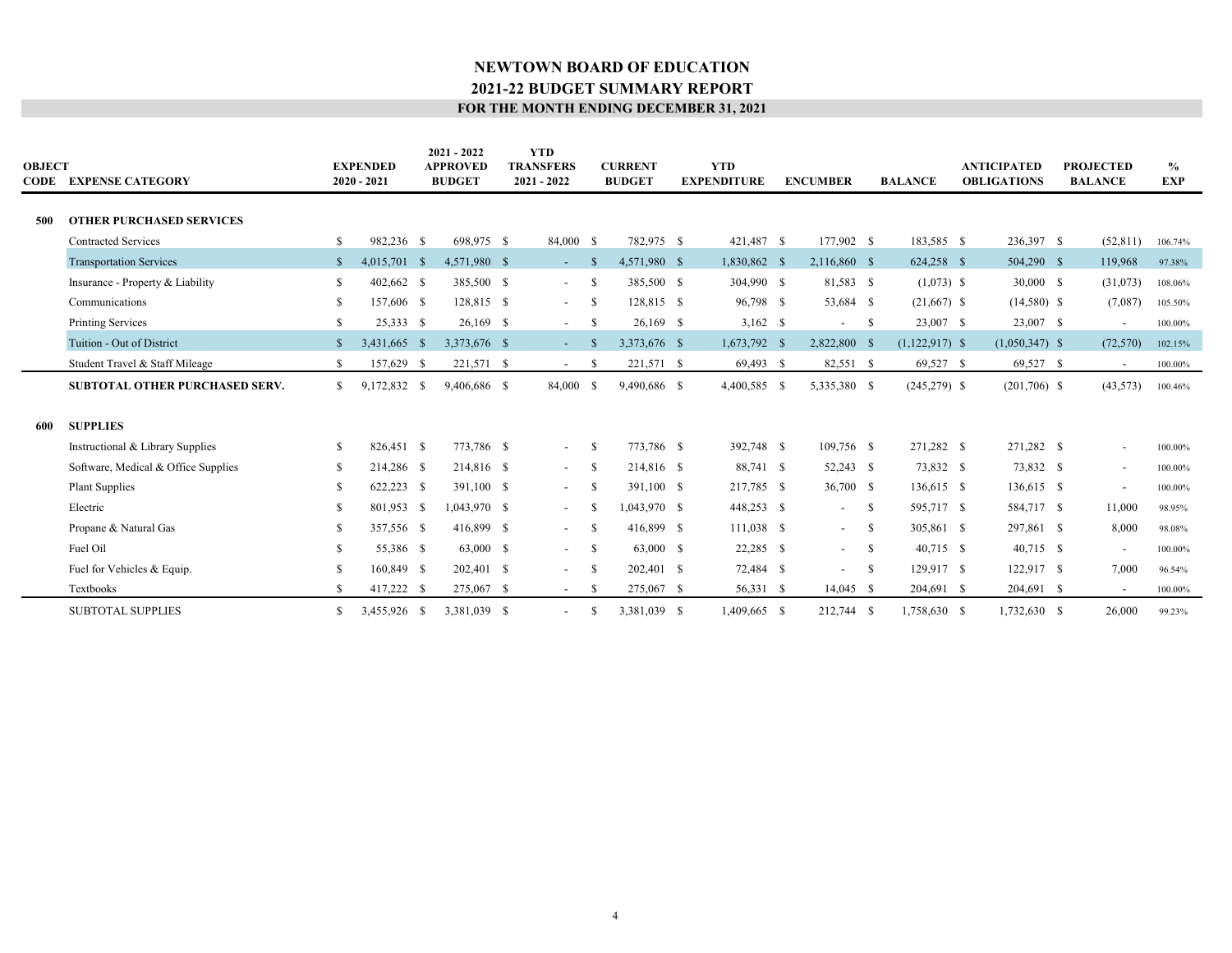# NEWTOWN BOARD OF EDUCATION
## 2021-22 BUDGET SUMMARY REPORT
### FOR THE MONTH ENDING DECEMBER 31, 2021

| OBJECT CODE | EXPENSE CATEGORY | EXPENDED 2020 - 2021 | 2021 - 2022 APPROVED BUDGET | YTD TRANSFERS 2021 - 2022 | CURRENT BUDGET | YTD EXPENDITURE | ENCUMBER | BALANCE | ANTICIPATED OBLIGATIONS | PROJECTED BALANCE | % EXP |
|---|---|---|---|---|---|---|---|---|---|---|---|
| **500** | **OTHER PURCHASED SERVICES** | | | | | | | | | | |
| | Contracted Services | $ 982,236 | $ 698,975 | $ 84,000 | $ 782,975 | $ 421,487 | $ 177,902 | $ 183,585 | $ 236,397 | $ (52,811) | 106.74% |
| | Transportation Services | $ 4,015,701 | $ 4,571,980 | $ - | $ 4,571,980 | $ 1,830,862 | $ 2,116,860 | $ 624,258 | $ 504,290 | $ 119,968 | 97.38% |
| | Insurance - Property & Liability | $ 402,662 | $ 385,500 | $ - | $ 385,500 | $ 304,990 | $ 81,583 | $ (1,073) | $ 30,000 | $ (31,073) | 108.06% |
| | Communications | $ 157,606 | $ 128,815 | $ - | $ 128,815 | $ 96,798 | $ 53,684 | $ (21,667) | $ (14,580) | $ (7,087) | 105.50% |
| | Printing Services | $ 25,333 | $ 26,169 | $ - | $ 26,169 | $ 3,162 | $ - | $ 23,007 | $ 23,007 | $ - | 100.00% |
| | Tuition - Out of District | $ 3,431,665 | $ 3,373,676 | $ - | $ 3,373,676 | $ 1,673,792 | $ 2,822,800 | $ (1,122,917) | $ (1,050,347) | $ (72,570) | 102.15% |
| | Student Travel & Staff Mileage | $ 157,629 | $ 221,571 | $ - | $ 221,571 | $ 69,493 | $ 82,551 | $ 69,527 | $ 69,527 | $ - | 100.00% |
| | **SUBTOTAL OTHER PURCHASED SERV.** | $ 9,172,832 | $ 9,406,686 | $ 84,000 | $ 9,490,686 | $ 4,400,585 | $ 5,335,380 | $ (245,279) | $ (201,706) | $ (43,573) | 100.46% |
| **600** | **SUPPLIES** | | | | | | | | | | |
| | Instructional & Library Supplies | $ 826,451 | $ 773,786 | $ - | $ 773,786 | $ 392,748 | $ 109,756 | $ 271,282 | $ 271,282 | $ - | 100.00% |
| | Software, Medical & Office Supplies | $ 214,286 | $ 214,816 | $ - | $ 214,816 | $ 88,741 | $ 52,243 | $ 73,832 | $ 73,832 | $ - | 100.00% |
| | Plant Supplies | $ 622,223 | $ 391,100 | $ - | $ 391,100 | $ 217,785 | $ 36,700 | $ 136,615 | $ 136,615 | $ - | 100.00% |
| | Electric | $ 801,953 | $ 1,043,970 | $ - | $ 1,043,970 | $ 448,253 | $ - | $ 595,717 | $ 584,717 | $ 11,000 | 98.95% |
| | Propane & Natural Gas | $ 357,556 | $ 416,899 | $ - | $ 416,899 | $ 111,038 | $ - | $ 305,861 | $ 297,861 | $ 8,000 | 98.08% |
| | Fuel Oil | $ 55,386 | $ 63,000 | $ - | $ 63,000 | $ 22,285 | $ - | $ 40,715 | $ 40,715 | $ - | 100.00% |
| | Fuel for Vehicles & Equip. | $ 160,849 | $ 202,401 | $ - | $ 202,401 | $ 72,484 | $ - | $ 129,917 | $ 122,917 | $ 7,000 | 96.54% |
| | Textbooks | $ 417,222 | $ 275,067 | $ - | $ 275,067 | $ 56,331 | $ 14,045 | $ 204,691 | $ 204,691 | $ - | 100.00% |
| | SUBTOTAL SUPPLIES | $ 3,455,926 | $ 3,381,039 | $ - | $ 3,381,039 | $ 1,409,665 | $ 212,744 | $ 1,758,630 | $ 1,732,630 | $ 26,000 | 99.23% |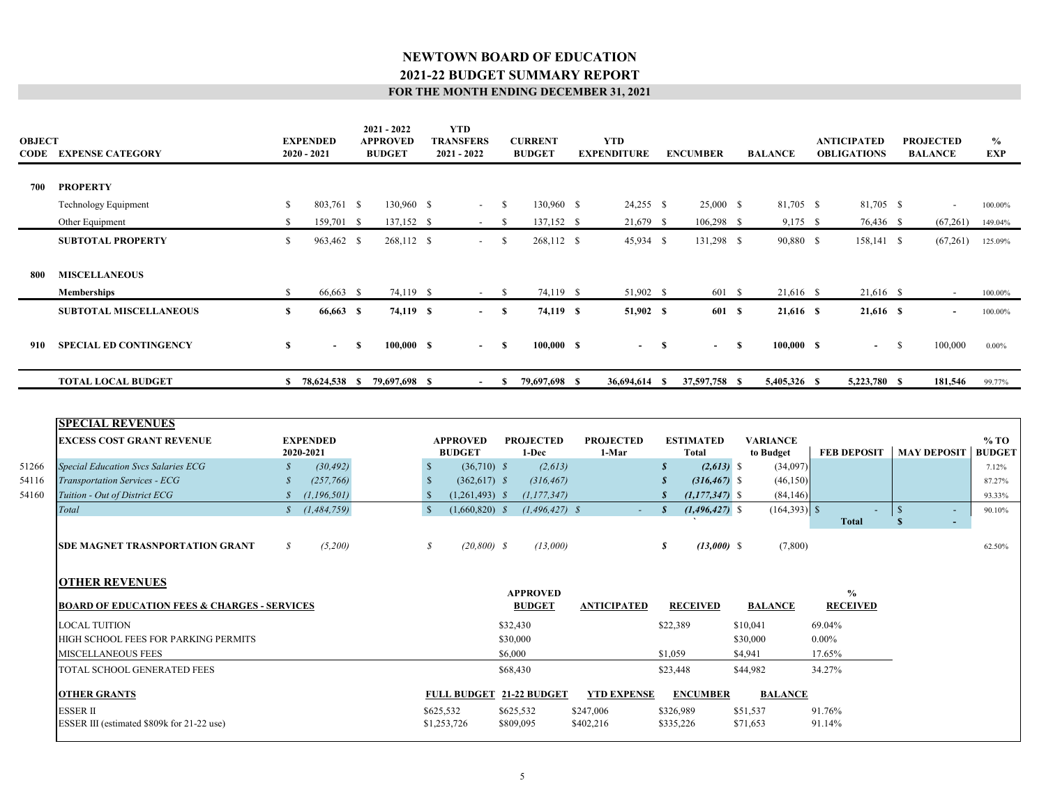# NEWTOWN BOARD OF EDUCATION
## 2021-22 BUDGET SUMMARY REPORT
### FOR THE MONTH ENDING DECEMBER 31, 2021

| OBJECT CODE | EXPENSE CATEGORY | EXPENDED 2020 - 2021 | 2021 - 2022 APPROVED BUDGET | YTD TRANSFERS 2021 - 2022 | CURRENT BUDGET | YTD EXPENDITURE | ENCUMBER | BALANCE | ANTICIPATED OBLIGATIONS | PROJECTED BALANCE | % EXP |
|---|---|---|---|---|---|---|---|---|---|---|---|
| **700** | **PROPERTY** | | | | | | | | | | |
| | Technology Equipment | $ 803,761 | $ 130,960 | $ - | $ 130,960 | $ 24,255 | $ 25,000 | $ 81,705 | $ 81,705 | $ - | 100.00% |
| | Other Equipment | $ 159,701 | $ 137,152 | $ - | $ 137,152 | $ 21,679 | $ 106,298 | $ 9,175 | $ 76,436 | $ (67,261) | 149.04% |
| | **SUBTOTAL PROPERTY** | $ 963,462 | $ 268,112 | $ - | $ 268,112 | $ 45,934 | $ 131,298 | $ 90,880 | $ 158,141 | $ (67,261) | 125.09% |
| **800** | **MISCELLANEOUS** | | | | | | | | | | |
| | **Memberships** | $ 66,663 | $ 74,119 | $ - | $ 74,119 | $ 51,902 | $ 601 | $ 21,616 | $ 21,616 | $ - | 100.00% |
| | **SUBTOTAL MISCELLANEOUS** | **$ 66,663** | **$ 74,119** | **$ -** | **$ 74,119** | **$ 51,902** | **$ 601** | **$ 21,616** | **$ 21,616** | **$ -** | 100.00% |
| **910** | **SPECIAL ED CONTINGENCY** | **$ -** | **$ 100,000** | **$ -** | **$ 100,000** | **$ -** | **$ -** | **$ 100,000** | **$ -** | $ 100,000 | 0.00% |
| | **TOTAL LOCAL BUDGET** | **$ 78,624,538** | **$ 79,697,698** | **$ -** | **$ 79,697,698** | **$ 36,694,614** | **$ 37,597,758** | **$ 5,405,326** | **$ 5,223,780** | **$ 181,546** | 99.77% |

## SPECIAL REVENUES

| | EXCESS COST GRANT REVENUE | EXPENDED 2020-2021 | APPROVED BUDGET | PROJECTED 1-Dec | PROJECTED 1-Mar | ESTIMATED Total | VARIANCE to Budget | FEB DEPOSIT | MAY DEPOSIT | % TO BUDGET |
|---|---|---|---|---|---|---|---|---|---|---|
| 51266 | *Special Education Svcs Salaries ECG* | *$ (30,492)* | $ (36,710) | *$ (2,613)* | | ***$ (2,613)*** | $ (34,097) | | | 7.12% |
| 54116 | *Transportation Services - ECG* | *$ (257,766)* | $ (362,617) | *$ (316,467)* | | ***$ (316,467)*** | $ (46,150) | | | 87.27% |
| 54160 | *Tuition - Out of District ECG* | *$ (1,196,501)* | $ (1,261,493) | *$ (1,177,347)* | | ***$ (1,177,347)*** | $ (84,146) | | | 93.33% |
| | *Total* | *$ (1,484,759)* | $ (1,660,820) | *$ (1,496,427)* | *$ -* | ***$ (1,496,427)*** | $ (164,393) | $ - | $ - | 90.10% |
| | | | | | | | | **Total** | **$ -** | |
| | **SDE MAGNET TRASNPORTATION GRANT** | *$ (5,200)* | *$ (20,800)* | *$ (13,000)* | | ***$ (13,000)*** | $ (7,800) | | | 62.50% |

## OTHER REVENUES

| BOARD OF EDUCATION FEES & CHARGES - SERVICES | APPROVED BUDGET | ANTICIPATED | RECEIVED | BALANCE | % RECEIVED |
|---|---|---|---|---|---|
| LOCAL TUITION | $32,430 | | $22,389 | $10,041 | 69.04% |
| HIGH SCHOOL FEES FOR PARKING PERMITS | $30,000 | | | $30,000 | 0.00% |
| MISCELLANEOUS FEES | $6,000 | | $1,059 | $4,941 | 17.65% |
| TOTAL SCHOOL GENERATED FEES | $68,430 | | $23,448 | $44,982 | 34.27% |

| OTHER GRANTS | FULL BUDGET | 21-22 BUDGET | YTD EXPENSE | ENCUMBER | BALANCE | |
|---|---|---|---|---|---|---|
| ESSER II | $625,532 | $625,532 | $247,006 | $326,989 | $51,537 | 91.76% |
| ESSER III (estimated $809k for 21-22 use) | $1,253,726 | $809,095 | $402,216 | $335,226 | $71,653 | 91.14% |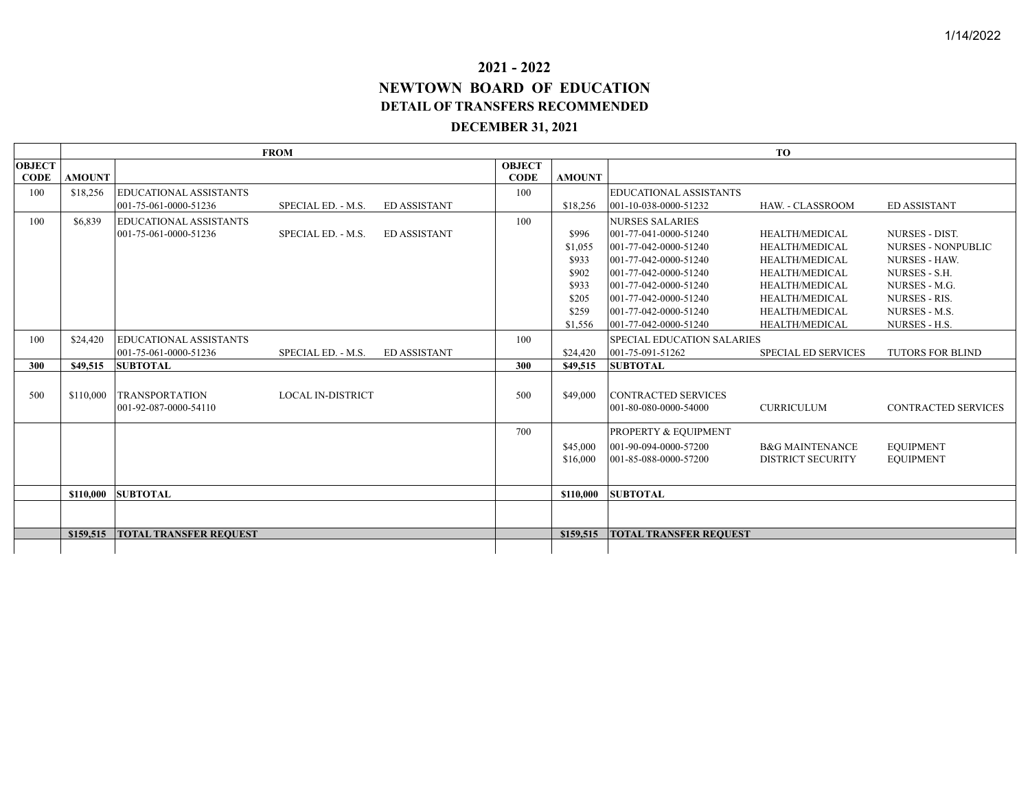# 2021 - 2022

## NEWTOWN BOARD OF EDUCATION

### DETAIL OF TRANSFERS RECOMMENDED

### DECEMBER 31, 2021

| FROM | | | | | TO | | | | |
|---|---|---|---|---|---|---|---|---|---|
| **OBJECT CODE** | **AMOUNT** | | | | **OBJECT CODE** | **AMOUNT** | | | |
| 100 | $18,256 | EDUCATIONAL ASSISTANTS | | | 100 | | EDUCATIONAL ASSISTANTS | | |
| | | 001-75-061-0000-51236 | SPECIAL ED. - M.S. | ED ASSISTANT | | $18,256 | 001-10-038-0000-51232 | HAW. - CLASSROOM | ED ASSISTANT |
| 100 | $6,839 | EDUCATIONAL ASSISTANTS | | | 100 | | NURSES SALARIES | | |
| | | 001-75-061-0000-51236 | SPECIAL ED. - M.S. | ED ASSISTANT | | $996 | 001-77-041-0000-51240 | HEALTH/MEDICAL | NURSES - DIST. |
| | | | | | | $1,055 | 001-77-042-0000-51240 | HEALTH/MEDICAL | NURSES - NONPUBLIC |
| | | | | | | $933 | 001-77-042-0000-51240 | HEALTH/MEDICAL | NURSES - HAW. |
| | | | | | | $902 | 001-77-042-0000-51240 | HEALTH/MEDICAL | NURSES - S.H. |
| | | | | | | $933 | 001-77-042-0000-51240 | HEALTH/MEDICAL | NURSES - M.G. |
| | | | | | | $205 | 001-77-042-0000-51240 | HEALTH/MEDICAL | NURSES - RIS. |
| | | | | | | $259 | 001-77-042-0000-51240 | HEALTH/MEDICAL | NURSES - M.S. |
| | | | | | | $1,556 | 001-77-042-0000-51240 | HEALTH/MEDICAL | NURSES - H.S. |
| 100 | $24,420 | EDUCATIONAL ASSISTANTS | | | 100 | | SPECIAL EDUCATION SALARIES | | |
| | | 001-75-061-0000-51236 | SPECIAL ED. - M.S. | ED ASSISTANT | | $24,420 | 001-75-091-51262 | SPECIAL ED SERVICES | TUTORS FOR BLIND |
| **300** | **$49,515** | **SUBTOTAL** | | | **300** | **$49,515** | **SUBTOTAL** | | |
| 500 | $110,000 | TRANSPORTATION | LOCAL IN-DISTRICT | | 500 | $49,000 | CONTRACTED SERVICES | | |
| | | 001-92-087-0000-54110 | | | | | 001-80-080-0000-54000 | CURRICULUM | CONTRACTED SERVICES |
| | | | | | 700 | | PROPERTY & EQUIPMENT | | |
| | | | | | | $45,000 | 001-90-094-0000-57200 | B&G MAINTENANCE | EQUIPMENT |
| | | | | | | $16,000 | 001-85-088-0000-57200 | DISTRICT SECURITY | EQUIPMENT |
| | **$110,000** | **SUBTOTAL** | | | | **$110,000** | **SUBTOTAL** | | |
| | **$159,515** | **TOTAL TRANSFER REQUEST** | | | | **$159,515** | **TOTAL TRANSFER REQUEST** | | |